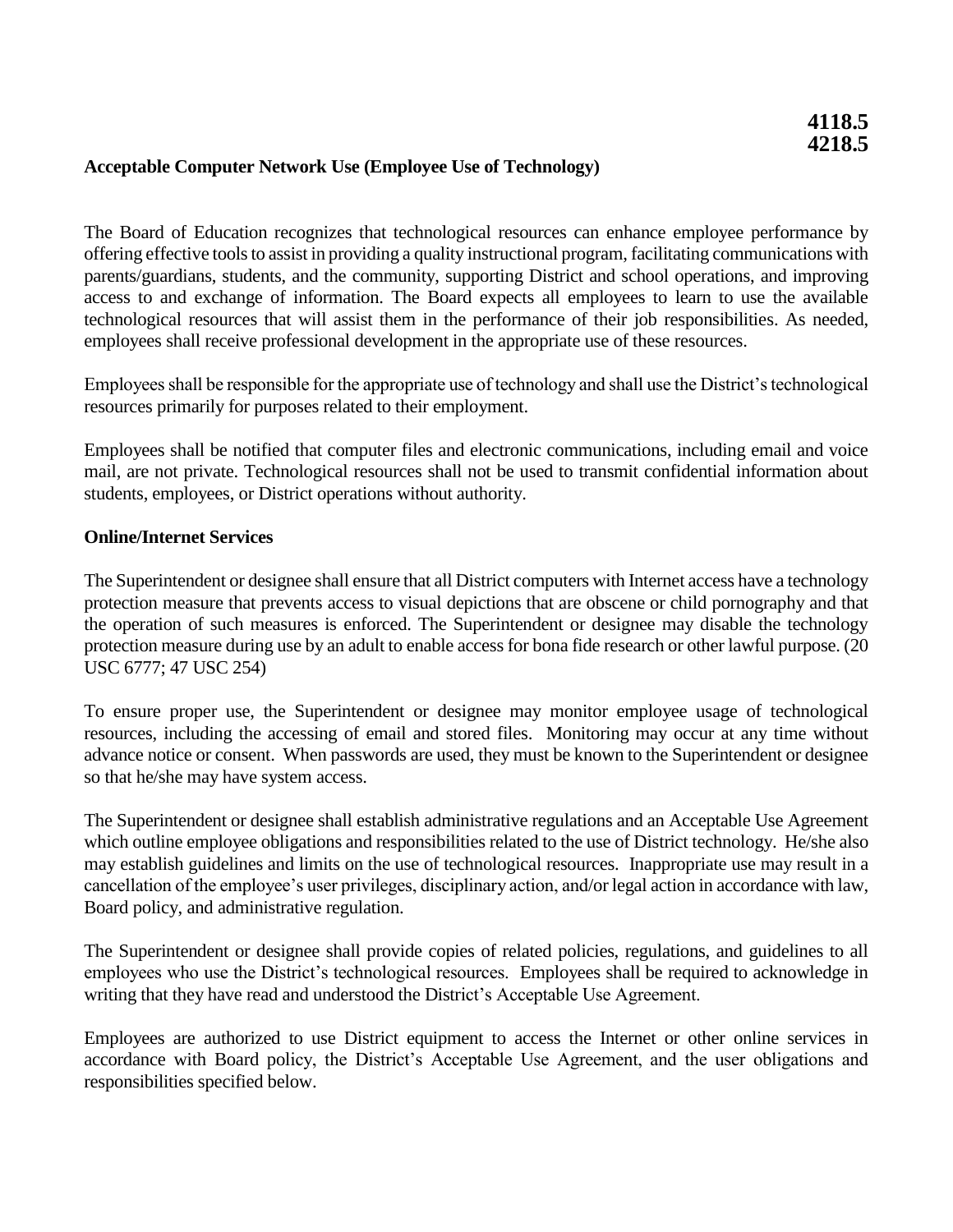**4118.5**
**4218.5**

# Acceptable Computer Network Use (Employee Use of Technology)

The Board of Education recognizes that technological resources can enhance employee performance by offering effective tools to assist in providing a quality instructional program, facilitating communications with parents/guardians, students, and the community, supporting District and school operations, and improving access to and exchange of information. The Board expects all employees to learn to use the available technological resources that will assist them in the performance of their job responsibilities. As needed, employees shall receive professional development in the appropriate use of these resources.

Employees shall be responsible for the appropriate use of technology and shall use the District's technological resources primarily for purposes related to their employment.

Employees shall be notified that computer files and electronic communications, including email and voice mail, are not private. Technological resources shall not be used to transmit confidential information about students, employees, or District operations without authority.

## Online/Internet Services

The Superintendent or designee shall ensure that all District computers with Internet access have a technology protection measure that prevents access to visual depictions that are obscene or child pornography and that the operation of such measures is enforced. The Superintendent or designee may disable the technology protection measure during use by an adult to enable access for bona fide research or other lawful purpose. (20 USC 6777; 47 USC 254)

To ensure proper use, the Superintendent or designee may monitor employee usage of technological resources, including the accessing of email and stored files. Monitoring may occur at any time without advance notice or consent. When passwords are used, they must be known to the Superintendent or designee so that he/she may have system access.

The Superintendent or designee shall establish administrative regulations and an Acceptable Use Agreement which outline employee obligations and responsibilities related to the use of District technology. He/she also may establish guidelines and limits on the use of technological resources. Inappropriate use may result in a cancellation of the employee's user privileges, disciplinary action, and/or legal action in accordance with law, Board policy, and administrative regulation.

The Superintendent or designee shall provide copies of related policies, regulations, and guidelines to all employees who use the District's technological resources. Employees shall be required to acknowledge in writing that they have read and understood the District's Acceptable Use Agreement.

Employees are authorized to use District equipment to access the Internet or other online services in accordance with Board policy, the District's Acceptable Use Agreement, and the user obligations and responsibilities specified below.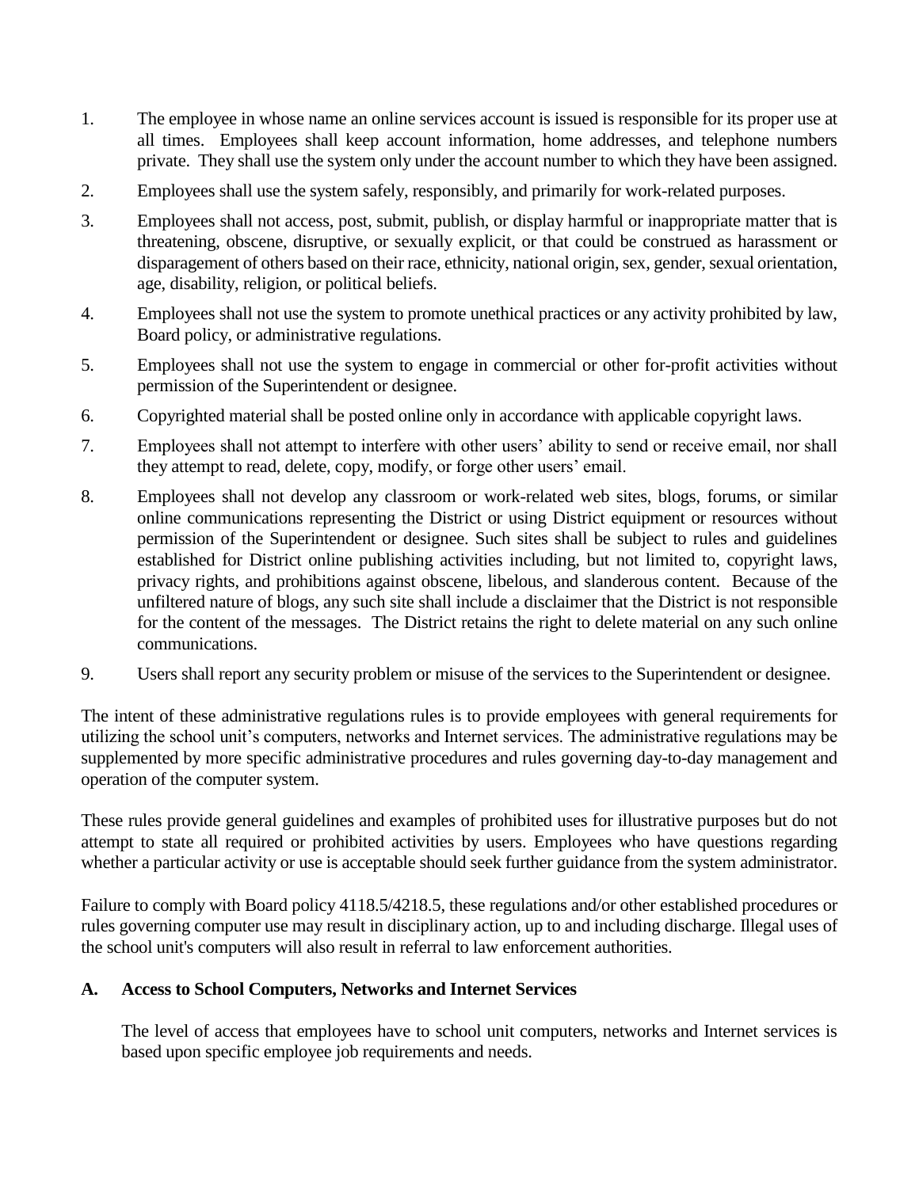1. The employee in whose name an online services account is issued is responsible for its proper use at all times. Employees shall keep account information, home addresses, and telephone numbers private. They shall use the system only under the account number to which they have been assigned.

2. Employees shall use the system safely, responsibly, and primarily for work-related purposes.

3. Employees shall not access, post, submit, publish, or display harmful or inappropriate matter that is threatening, obscene, disruptive, or sexually explicit, or that could be construed as harassment or disparagement of others based on their race, ethnicity, national origin, sex, gender, sexual orientation, age, disability, religion, or political beliefs.

4. Employees shall not use the system to promote unethical practices or any activity prohibited by law, Board policy, or administrative regulations.

5. Employees shall not use the system to engage in commercial or other for-profit activities without permission of the Superintendent or designee.

6. Copyrighted material shall be posted online only in accordance with applicable copyright laws.

7. Employees shall not attempt to interfere with other users' ability to send or receive email, nor shall they attempt to read, delete, copy, modify, or forge other users' email.

8. Employees shall not develop any classroom or work-related web sites, blogs, forums, or similar online communications representing the District or using District equipment or resources without permission of the Superintendent or designee. Such sites shall be subject to rules and guidelines established for District online publishing activities including, but not limited to, copyright laws, privacy rights, and prohibitions against obscene, libelous, and slanderous content. Because of the unfiltered nature of blogs, any such site shall include a disclaimer that the District is not responsible for the content of the messages. The District retains the right to delete material on any such online communications.

9. Users shall report any security problem or misuse of the services to the Superintendent or designee.

The intent of these administrative regulations rules is to provide employees with general requirements for utilizing the school unit's computers, networks and Internet services. The administrative regulations may be supplemented by more specific administrative procedures and rules governing day-to-day management and operation of the computer system.

These rules provide general guidelines and examples of prohibited uses for illustrative purposes but do not attempt to state all required or prohibited activities by users. Employees who have questions regarding whether a particular activity or use is acceptable should seek further guidance from the system administrator.

Failure to comply with Board policy 4118.5/4218.5, these regulations and/or other established procedures or rules governing computer use may result in disciplinary action, up to and including discharge. Illegal uses of the school unit's computers will also result in referral to law enforcement authorities.

**A. Access to School Computers, Networks and Internet Services**

The level of access that employees have to school unit computers, networks and Internet services is based upon specific employee job requirements and needs.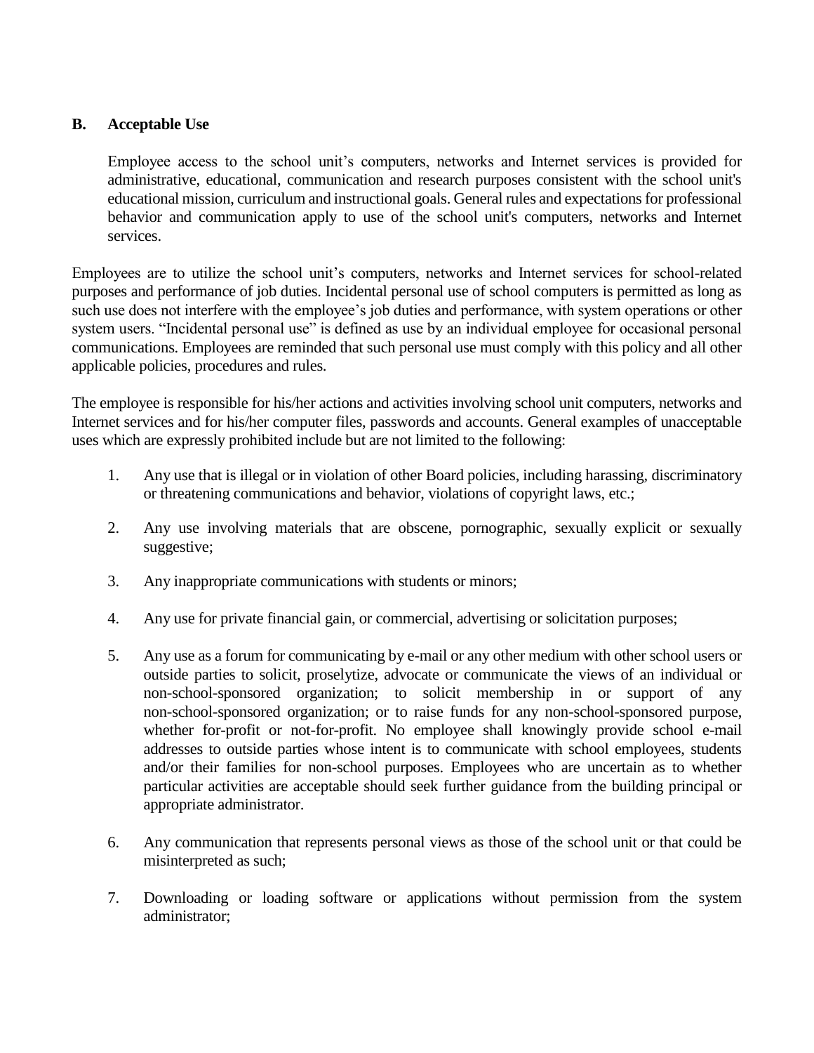## B. Acceptable Use

Employee access to the school unit's computers, networks and Internet services is provided for administrative, educational, communication and research purposes consistent with the school unit's educational mission, curriculum and instructional goals. General rules and expectations for professional behavior and communication apply to use of the school unit's computers, networks and Internet services.

Employees are to utilize the school unit's computers, networks and Internet services for school-related purposes and performance of job duties. Incidental personal use of school computers is permitted as long as such use does not interfere with the employee's job duties and performance, with system operations or other system users. "Incidental personal use" is defined as use by an individual employee for occasional personal communications. Employees are reminded that such personal use must comply with this policy and all other applicable policies, procedures and rules.

The employee is responsible for his/her actions and activities involving school unit computers, networks and Internet services and for his/her computer files, passwords and accounts. General examples of unacceptable uses which are expressly prohibited include but are not limited to the following:

1. Any use that is illegal or in violation of other Board policies, including harassing, discriminatory or threatening communications and behavior, violations of copyright laws, etc.;

2. Any use involving materials that are obscene, pornographic, sexually explicit or sexually suggestive;

3. Any inappropriate communications with students or minors;

4. Any use for private financial gain, or commercial, advertising or solicitation purposes;

5. Any use as a forum for communicating by e-mail or any other medium with other school users or outside parties to solicit, proselytize, advocate or communicate the views of an individual or non-school-sponsored organization; to solicit membership in or support of any non-school-sponsored organization; or to raise funds for any non-school-sponsored purpose, whether for-profit or not-for-profit. No employee shall knowingly provide school e-mail addresses to outside parties whose intent is to communicate with school employees, students and/or their families for non-school purposes. Employees who are uncertain as to whether particular activities are acceptable should seek further guidance from the building principal or appropriate administrator.

6. Any communication that represents personal views as those of the school unit or that could be misinterpreted as such;

7. Downloading or loading software or applications without permission from the system administrator;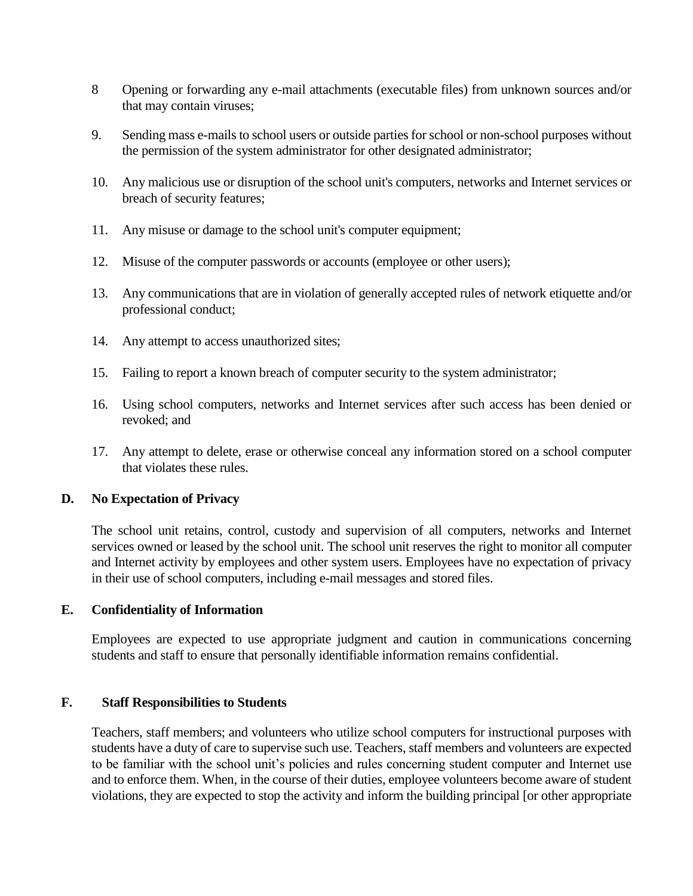8. Opening or forwarding any e-mail attachments (executable files) from unknown sources and/or that may contain viruses;

9. Sending mass e-mails to school users or outside parties for school or non-school purposes without the permission of the system administrator for other designated administrator;

10. Any malicious use or disruption of the school unit's computers, networks and Internet services or breach of security features;

11. Any misuse or damage to the school unit's computer equipment;

12. Misuse of the computer passwords or accounts (employee or other users);

13. Any communications that are in violation of generally accepted rules of network etiquette and/or professional conduct;

14. Any attempt to access unauthorized sites;

15. Failing to report a known breach of computer security to the system administrator;

16. Using school computers, networks and Internet services after such access has been denied or revoked; and

17. Any attempt to delete, erase or otherwise conceal any information stored on a school computer that violates these rules.

## D. No Expectation of Privacy

The school unit retains, control, custody and supervision of all computers, networks and Internet services owned or leased by the school unit. The school unit reserves the right to monitor all computer and Internet activity by employees and other system users. Employees have no expectation of privacy in their use of school computers, including e-mail messages and stored files.

## E. Confidentiality of Information

Employees are expected to use appropriate judgment and caution in communications concerning students and staff to ensure that personally identifiable information remains confidential.

## F. Staff Responsibilities to Students

Teachers, staff members; and volunteers who utilize school computers for instructional purposes with students have a duty of care to supervise such use. Teachers, staff members and volunteers are expected to be familiar with the school unit's policies and rules concerning student computer and Internet use and to enforce them. When, in the course of their duties, employee volunteers become aware of student violations, they are expected to stop the activity and inform the building principal [or other appropriate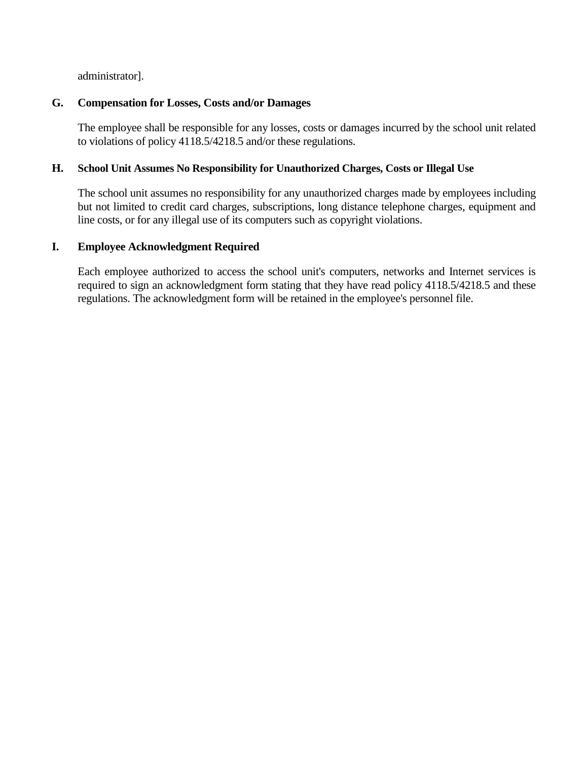administrator].

### G. Compensation for Losses, Costs and/or Damages

The employee shall be responsible for any losses, costs or damages incurred by the school unit related to violations of policy 4118.5/4218.5 and/or these regulations.

### H. School Unit Assumes No Responsibility for Unauthorized Charges, Costs or Illegal Use

The school unit assumes no responsibility for any unauthorized charges made by employees including but not limited to credit card charges, subscriptions, long distance telephone charges, equipment and line costs, or for any illegal use of its computers such as copyright violations.

### I. Employee Acknowledgment Required

Each employee authorized to access the school unit's computers, networks and Internet services is required to sign an acknowledgment form stating that they have read policy 4118.5/4218.5 and these regulations. The acknowledgment form will be retained in the employee's personnel file.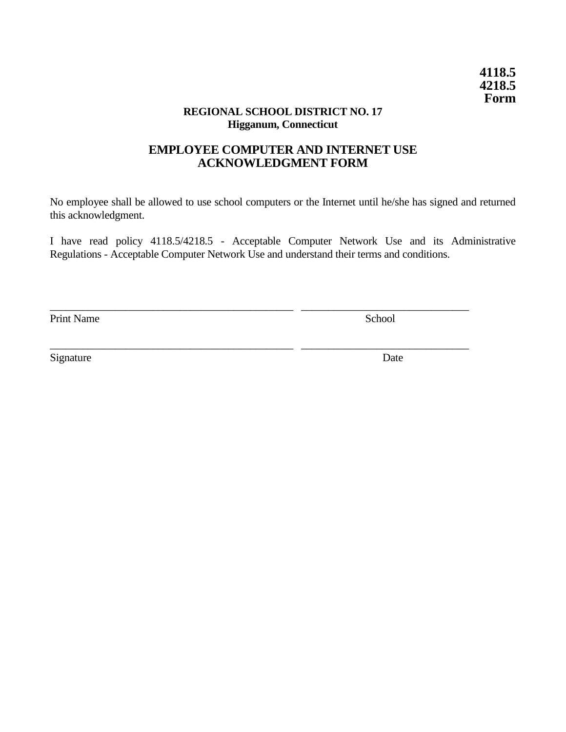**4118.5**
**4218.5**
**Form**

**REGIONAL SCHOOL DISTRICT NO. 17**
**Higganum, Connecticut**

## EMPLOYEE COMPUTER AND INTERNET USE ACKNOWLEDGMENT FORM

No employee shall be allowed to use school computers or the Internet until he/she has signed and returned this acknowledgment.

I have read policy 4118.5/4218.5 - Acceptable Computer Network Use and its Administrative Regulations - Acceptable Computer Network Use and understand their terms and conditions.

_____________________________________________ _______________________________
Print Name School

_____________________________________________ _______________________________
Signature Date